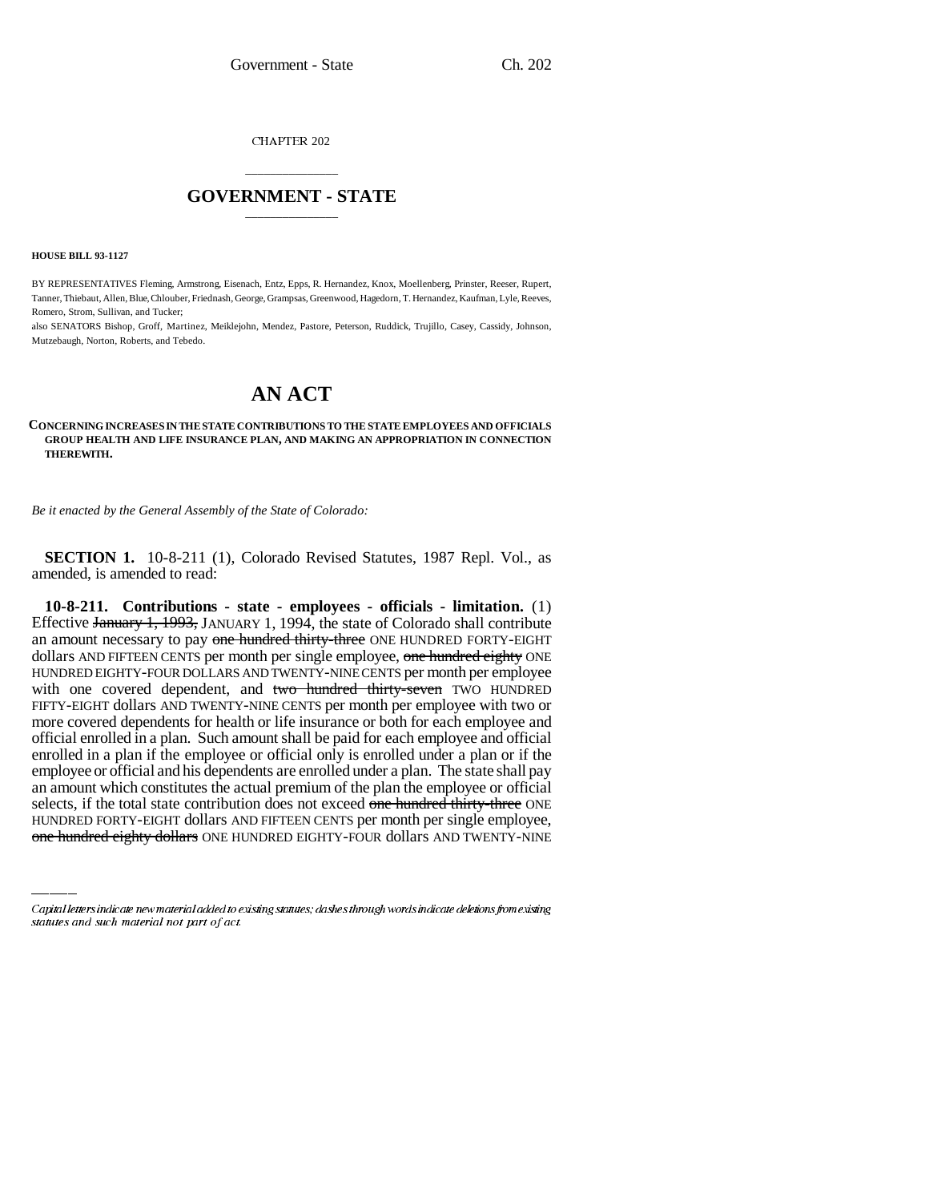CHAPTER 202

# GOVERNMENT - STATE

**HOUSE BILL 93-1127**

BY REPRESENTATIVES Fleming, Armstrong, Eisenach, Entz, Epps, R. Hernandez, Knox, Moellenberg, Prinster, Reeser, Rupert, Tanner, Thiebaut, Allen, Blue, Chlouber, Friednash, George, Grampsas, Greenwood, Hagedorn, T. Hernandez, Kaufman, Lyle, Reeves, Romero, Strom, Sullivan, and Tucker;

also SENATORS Bishop, Groff, Martinez, Meiklejohn, Mendez, Pastore, Peterson, Ruddick, Trujillo, Casey, Cassidy, Johnson, Mutzebaugh, Norton, Roberts, and Tebedo.

# AN ACT

**CONCERNING INCREASES IN THE STATE CONTRIBUTIONS TO THE STATE EMPLOYEES AND OFFICIALS GROUP HEALTH AND LIFE INSURANCE PLAN, AND MAKING AN APPROPRIATION IN CONNECTION THEREWITH.**

*Be it enacted by the General Assembly of the State of Colorado:*

**SECTION 1.** 10-8-211 (1), Colorado Revised Statutes, 1987 Repl. Vol., as amended, is amended to read:

**10-8-211. Contributions - state - employees - officials - limitation.** (1) Effective ~~January 1, 1993,~~ JANUARY 1, 1994, the state of Colorado shall contribute an amount necessary to pay ~~one hundred thirty-three~~ ONE HUNDRED FORTY-EIGHT dollars AND FIFTEEN CENTS per month per single employee, ~~one hundred eighty~~ ONE HUNDRED EIGHTY-FOUR DOLLARS AND TWENTY-NINE CENTS per month per employee with one covered dependent, and ~~two hundred thirty-seven~~ TWO HUNDRED FIFTY-EIGHT dollars AND TWENTY-NINE CENTS per month per employee with two or more covered dependents for health or life insurance or both for each employee and official enrolled in a plan. Such amount shall be paid for each employee and official enrolled in a plan if the employee or official only is enrolled under a plan or if the employee or official and his dependents are enrolled under a plan. The state shall pay an amount which constitutes the actual premium of the plan the employee or official selects, if the total state contribution does not exceed ~~one hundred thirty-three~~ ONE HUNDRED FORTY-EIGHT dollars AND FIFTEEN CENTS per month per single employee, ~~one hundred eighty dollars~~ ONE HUNDRED EIGHTY-FOUR dollars AND TWENTY-NINE

*Capital letters indicate new material added to existing statutes; dashes through words indicate deletions from existing statutes and such material not part of act.*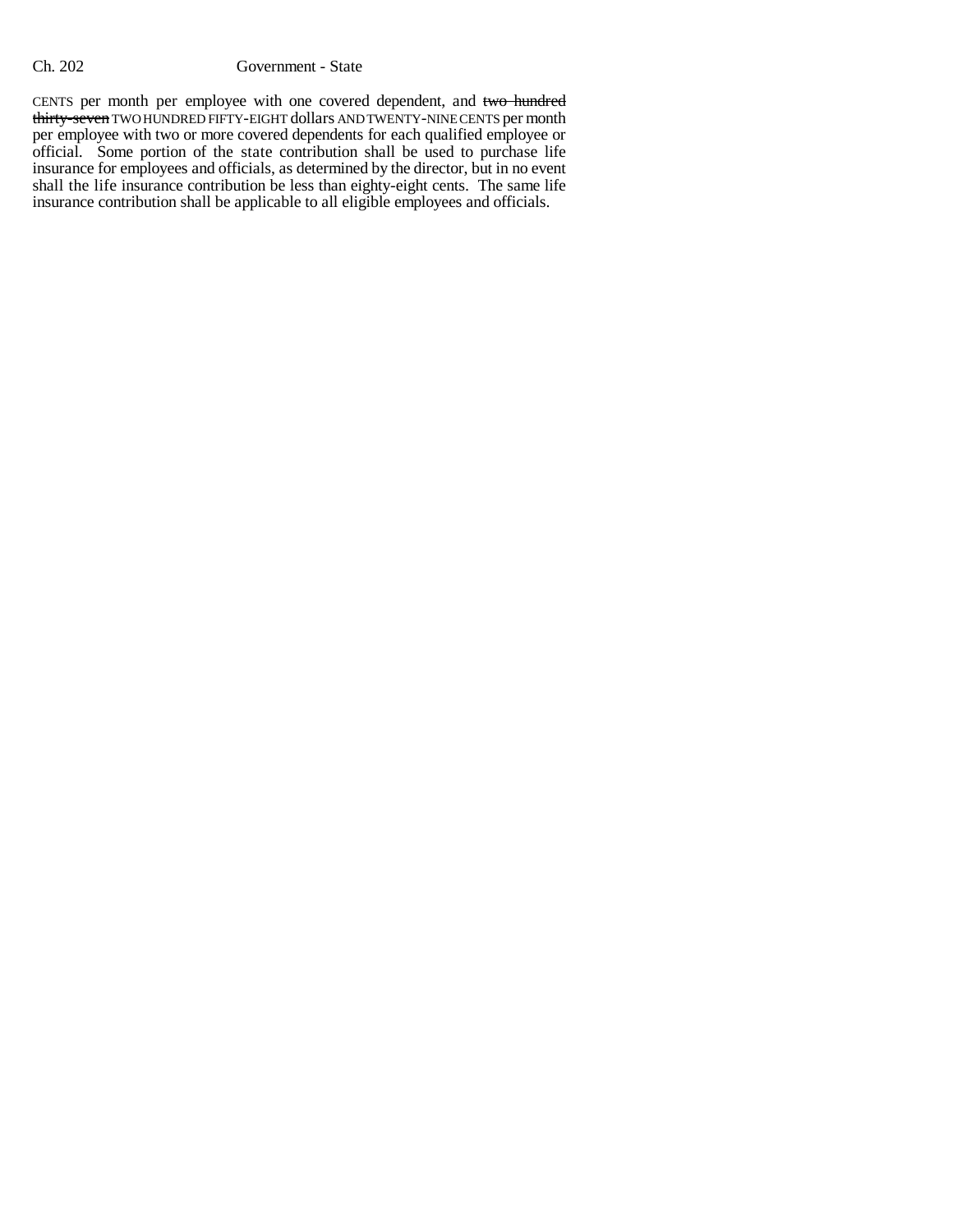CENTS per month per employee with one covered dependent, and ~~two hundred thirty-seven~~ TWO HUNDRED FIFTY-EIGHT dollars AND TWENTY-NINE CENTS per month per employee with two or more covered dependents for each qualified employee or official. Some portion of the state contribution shall be used to purchase life insurance for employees and officials, as determined by the director, but in no event shall the life insurance contribution be less than eighty-eight cents. The same life insurance contribution shall be applicable to all eligible employees and officials.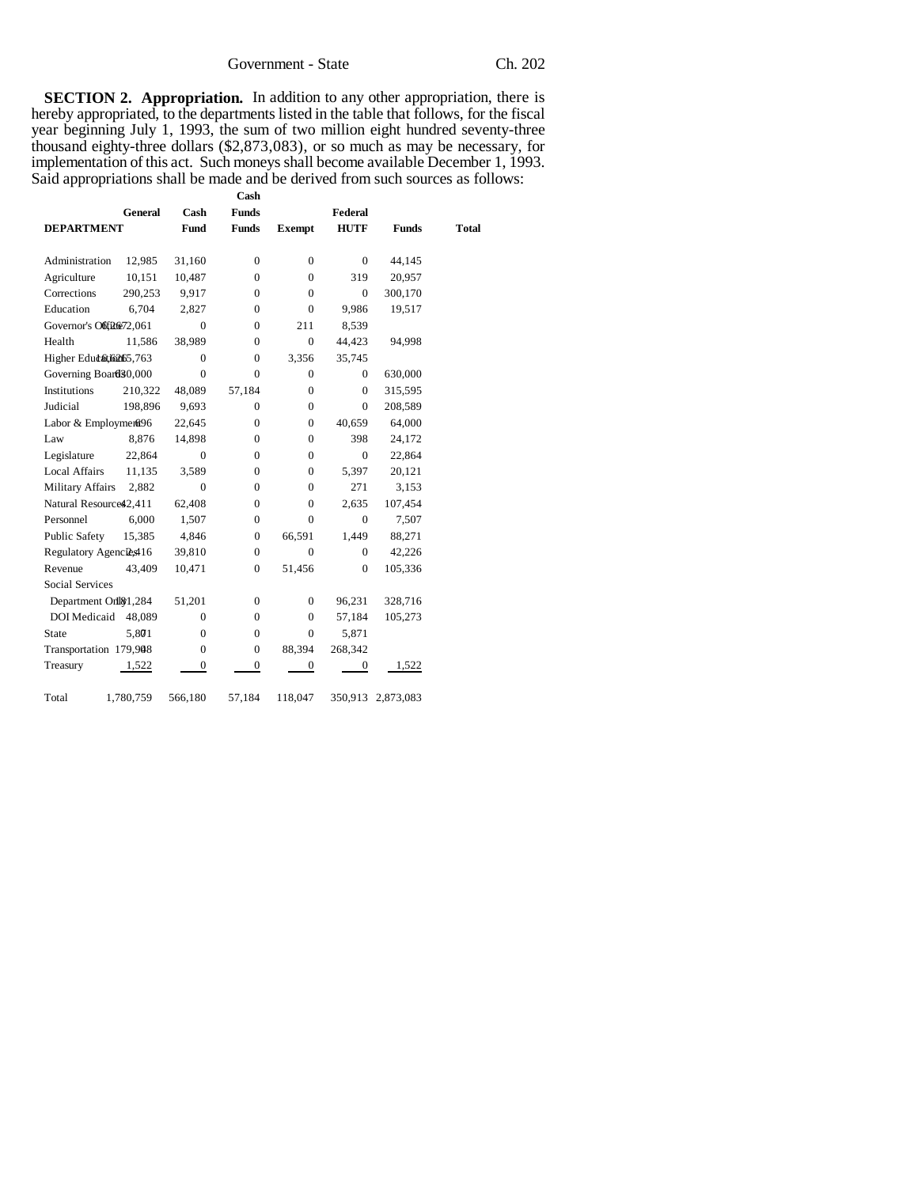**SECTION 2. Appropriation.** In addition to any other appropriation, there is hereby appropriated, to the departments listed in the table that follows, for the fiscal year beginning July 1, 1993, the sum of two million eight hundred seventy-three thousand eighty-three dollars ($2,873,083), or so much as may be necessary, for implementation of this act. Such moneys shall become available December 1, 1993. Said appropriations shall be made and be derived from such sources as follows:

| DEPARTMENT | General Fund | Cash Funds | Cash Funds Exempt | HUTF | Federal Funds | Total |
|---|---|---|---|---|---|---|
| Administration | 12,985 | 31,160 | 0 | 0 | 0 | 44,145 |
| Agriculture | 10,151 | 10,487 | 0 | 0 | 319 | 20,957 |
| Corrections | 290,253 | 9,917 | 0 | 0 | 0 | 300,170 |
| Education | 6,704 | 2,827 | 0 | 0 | 9,986 | 19,517 |
| Governor's Office | 6,267 | 2,061 | 0 | 0 | 211 | 8,539 |
| Health | 11,586 | 38,989 | 0 | 0 | 44,423 | 94,998 |
| Higher Education | 16,626 | 15,763 | 0 | 0 | 3,356 | 35,745 |
| Governing Boards | 630,000 | 0 | 0 | 0 | 0 | 630,000 |
| Institutions | 210,322 | 48,089 | 57,184 | 0 | 0 | 315,595 |
| Judicial | 198,896 | 9,693 | 0 | 0 | 0 | 208,589 |
| Labor & Employment | 696 | 22,645 | 0 | 0 | 40,659 | 64,000 |
| Law | 8,876 | 14,898 | 0 | 0 | 398 | 24,172 |
| Legislature | 22,864 | 0 | 0 | 0 | 0 | 22,864 |
| Local Affairs | 11,135 | 3,589 | 0 | 0 | 5,397 | 20,121 |
| Military Affairs | 2,882 | 0 | 0 | 0 | 271 | 3,153 |
| Natural Resources | 42,411 | 62,408 | 0 | 0 | 2,635 | 107,454 |
| Personnel | 6,000 | 1,507 | 0 | 0 | 0 | 7,507 |
| Public Safety | 15,385 | 4,846 | 0 | 66,591 | 1,449 | 88,271 |
| Regulatory Agencies | 2,416 | 39,810 | 0 | 0 | 0 | 42,226 |
| Revenue | 43,409 | 10,471 | 0 | 51,456 | 0 | 105,336 |
| Social Services | | | | | | |
| Department Only | 181,284 | 51,201 | 0 | 0 | 96,231 | 328,716 |
| DOI Medicaid | 48,089 | 0 | 0 | 0 | 57,184 | 105,273 |
| State | 5,871 | 0 | 0 | 0 | 0 | 5,871 |
| Transportation | 179,948 | 0 | 0 | 0 | 88,394 | 268,342 |
| Treasury | 1,522 | 0 | 0 | 0 | 0 | 1,522 |
| Total | 1,780,759 | 566,180 | 57,184 | 118,047 | 350,913 | 2,873,083 |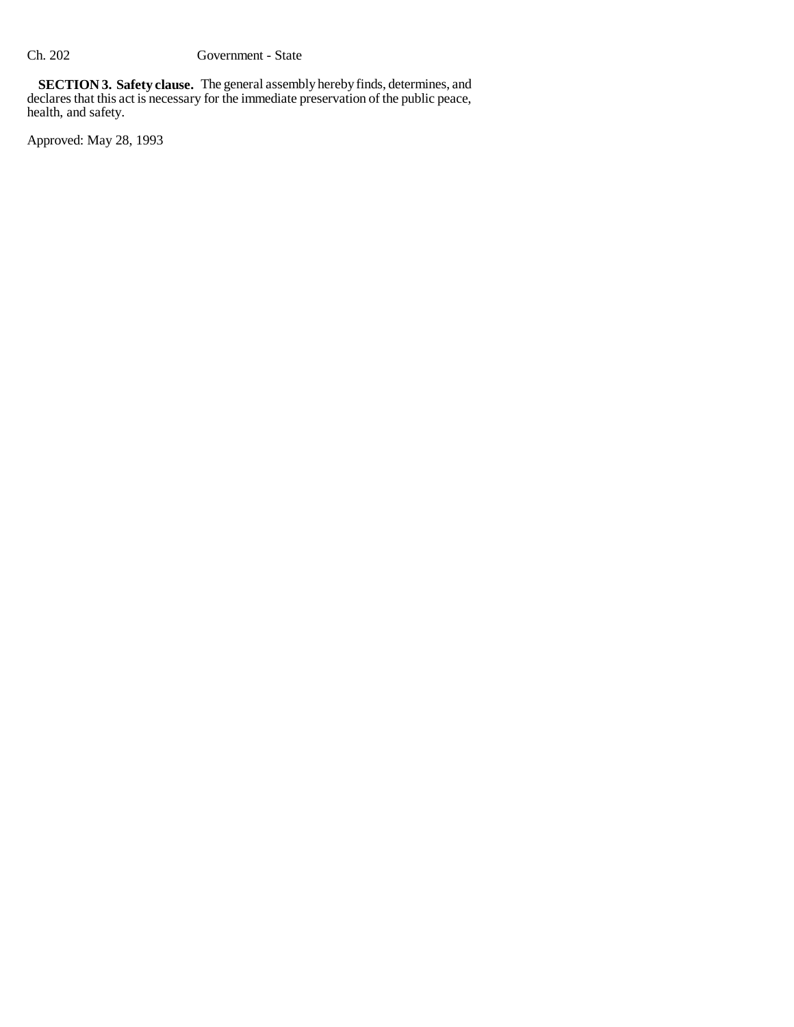**SECTION 3. Safety clause.** The general assembly hereby finds, determines, and declares that this act is necessary for the immediate preservation of the public peace, health, and safety.

Approved: May 28, 1993